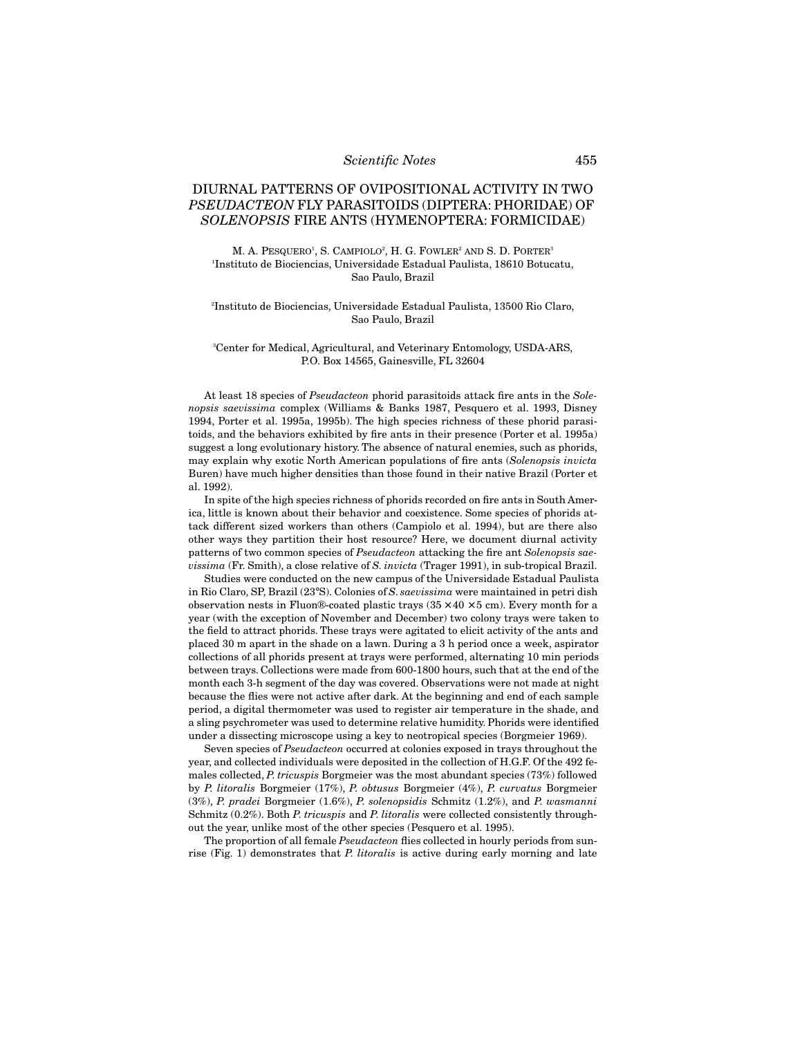# DIURNAL PATTERNS OF OVIPOSITIONAL ACTIVITY IN TWO *PSEUDACTEON* FLY PARASITOIDS (DIPTERA: PHORIDAE) OF *SOLENOPSIS* FIRE ANTS (HYMENOPTERA: FORMICIDAE)

M. A. PESQUERO[1], S. CAMPIOLO[2], H. G. FOWLER[2] AND S. D. PORTER[3]

[1]Instituto de Biociencias, Universidade Estadual Paulista, 18610 Botucatu, Sao Paulo, Brazil

[2]Instituto de Biociencias, Universidade Estadual Paulista, 13500 Rio Claro, Sao Paulo, Brazil

[3]Center for Medical, Agricultural, and Veterinary Entomology, USDA-ARS, P.O. Box 14565, Gainesville, FL 32604

At least 18 species of *Pseudacteon* phorid parasitoids attack fire ants in the *Solenopsis saevissima* complex (Williams & Banks 1987, Pesquero et al. 1993, Disney 1994, Porter et al. 1995a, 1995b). The high species richness of these phorid parasitoids, and the behaviors exhibited by fire ants in their presence (Porter et al. 1995a) suggest a long evolutionary history. The absence of natural enemies, such as phorids, may explain why exotic North American populations of fire ants (*Solenopsis invicta* Buren) have much higher densities than those found in their native Brazil (Porter et al. 1992).

In spite of the high species richness of phorids recorded on fire ants in South America, little is known about their behavior and coexistence. Some species of phorids attack different sized workers than others (Campiolo et al. 1994), but are there also other ways they partition their host resource? Here, we document diurnal activity patterns of two common species of *Pseudacteon* attacking the fire ant *Solenopsis saevissima* (Fr. Smith), a close relative of *S. invicta* (Trager 1991), in sub-tropical Brazil.

Studies were conducted on the new campus of the Universidade Estadual Paulista in Rio Claro, SP, Brazil (23°S). Colonies of *S. saevissima* were maintained in petri dish observation nests in Fluon®-coated plastic trays (35 × 40 × 5 cm). Every month for a year (with the exception of November and December) two colony trays were taken to the field to attract phorids. These trays were agitated to elicit activity of the ants and placed 30 m apart in the shade on a lawn. During a 3 h period once a week, aspirator collections of all phorids present at trays were performed, alternating 10 min periods between trays. Collections were made from 600-1800 hours, such that at the end of the month each 3-h segment of the day was covered. Observations were not made at night because the flies were not active after dark. At the beginning and end of each sample period, a digital thermometer was used to register air temperature in the shade, and a sling psychrometer was used to determine relative humidity. Phorids were identified under a dissecting microscope using a key to neotropical species (Borgmeier 1969).

Seven species of *Pseudacteon* occurred at colonies exposed in trays throughout the year, and collected individuals were deposited in the collection of H.G.F. Of the 492 females collected, *P. tricuspis* Borgmeier was the most abundant species (73%) followed by *P. litoralis* Borgmeier (17%), *P. obtusus* Borgmeier (4%), *P. curvatus* Borgmeier (3%), *P. pradei* Borgmeier (1.6%), *P. solenopsidis* Schmitz (1.2%), and *P. wasmanni* Schmitz (0.2%). Both *P. tricuspis* and *P. litoralis* were collected consistently throughout the year, unlike most of the other species (Pesquero et al. 1995).

The proportion of all female *Pseudacteon* flies collected in hourly periods from sunrise (Fig. 1) demonstrates that *P. litoralis* is active during early morning and late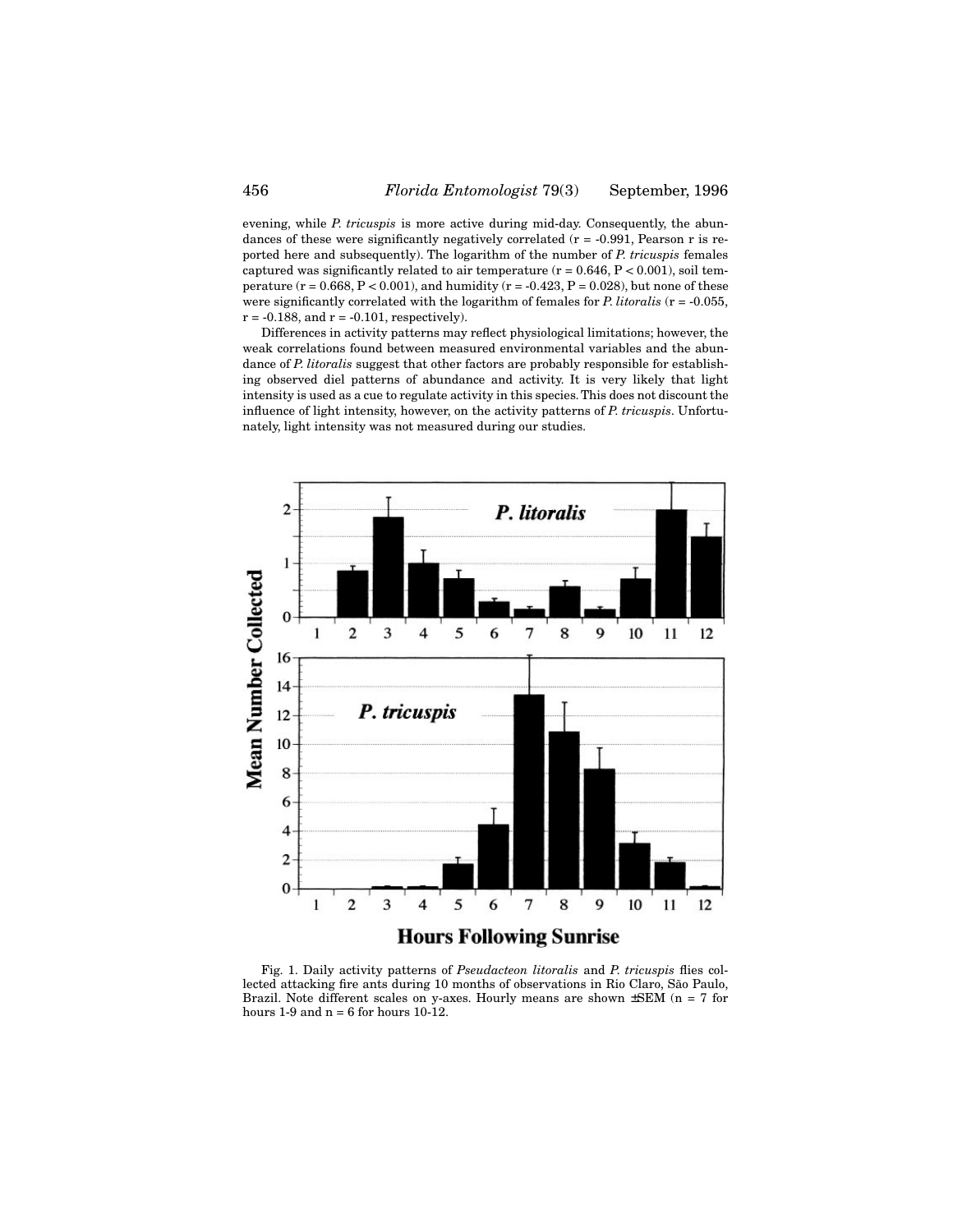evening, while *P. tricuspis* is more active during mid-day. Consequently, the abundances of these were significantly negatively correlated ($r = -0.991$, Pearson r is reported here and subsequently). The logarithm of the number of *P. tricuspis* females captured was significantly related to air temperature ($r = 0.646$, $P < 0.001$), soil temperature ($r = 0.668$, $P < 0.001$), and humidity ($r = -0.423$, $P = 0.028$), but none of these were significantly correlated with the logarithm of females for *P. litoralis* ($r = -0.055$, $r = -0.188$, and $r = -0.101$, respectively).

Differences in activity patterns may reflect physiological limitations; however, the weak correlations found between measured environmental variables and the abundance of *P. litoralis* suggest that other factors are probably responsible for establishing observed diel patterns of abundance and activity. It is very likely that light intensity is used as a cue to regulate activity in this species. This does not discount the influence of light intensity, however, on the activity patterns of *P. tricuspis*. Unfortunately, light intensity was not measured during our studies.

Fig. 1. Daily activity patterns of *Pseudacteon litoralis* and *P. tricuspis* flies collected attacking fire ants during 10 months of observations in Rio Claro, São Paulo, Brazil. Note different scales on y-axes. Hourly means are shown ±SEM (n = 7 for hours 1-9 and n = 6 for hours 10-12.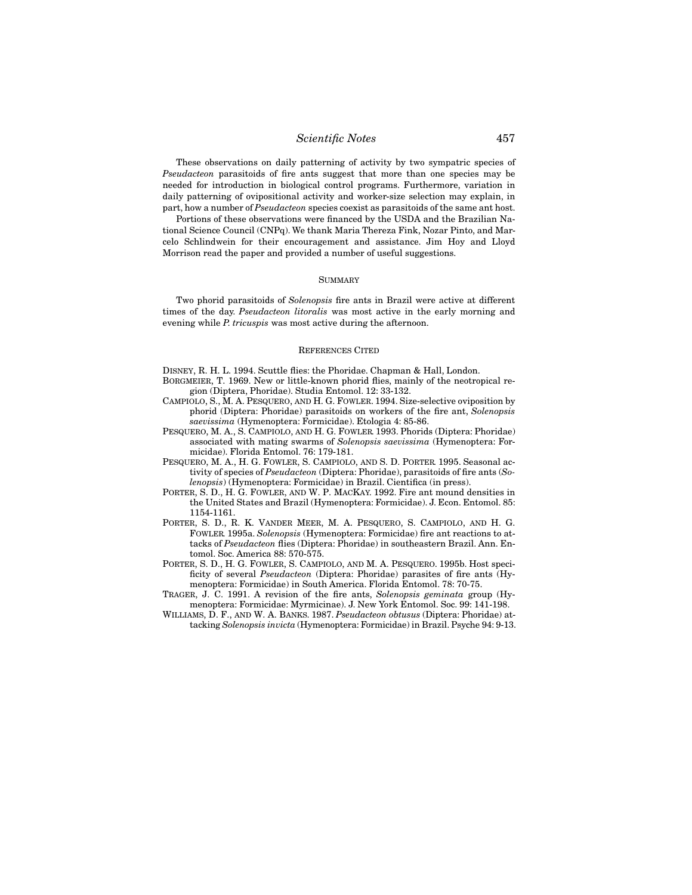These observations on daily patterning of activity by two sympatric species of *Pseudacteon* parasitoids of fire ants suggest that more than one species may be needed for introduction in biological control programs. Furthermore, variation in daily patterning of ovipositional activity and worker-size selection may explain, in part, how a number of *Pseudacteon* species coexist as parasitoids of the same ant host.

Portions of these observations were financed by the USDA and the Brazilian National Science Council (CNPq). We thank Maria Thereza Fink, Nozar Pinto, and Marcelo Schlindwein for their encouragement and assistance. Jim Hoy and Lloyd Morrison read the paper and provided a number of useful suggestions.

## SUMMARY

Two phorid parasitoids of *Solenopsis* fire ants in Brazil were active at different times of the day. *Pseudacteon litoralis* was most active in the early morning and evening while *P. tricuspis* was most active during the afternoon.

## REFERENCES CITED

DISNEY, R. H. L. 1994. Scuttle flies: the Phoridae. Chapman & Hall, London.

BORGMEIER, T. 1969. New or little-known phorid flies, mainly of the neotropical region (Diptera, Phoridae). Studia Entomol. 12: 33-132.

CAMPIOLO, S., M. A. PESQUERO, AND H. G. FOWLER. 1994. Size-selective oviposition by phorid (Diptera: Phoridae) parasitoids on workers of the fire ant, *Solenopsis saevissima* (Hymenoptera: Formicidae). Etologia 4: 85-86.

PESQUERO, M. A., S. CAMPIOLO, AND H. G. FOWLER. 1993. Phorids (Diptera: Phoridae) associated with mating swarms of *Solenopsis saevissima* (Hymenoptera: Formicidae). Florida Entomol. 76: 179-181.

PESQUERO, M. A., H. G. FOWLER, S. CAMPIOLO, AND S. D. PORTER. 1995. Seasonal activity of species of *Pseudacteon* (Diptera: Phoridae), parasitoids of fire ants (*Solenopsis*) (Hymenoptera: Formicidae) in Brazil. Cientifica (in press).

PORTER, S. D., H. G. FOWLER, AND W. P. MACKAY. 1992. Fire ant mound densities in the United States and Brazil (Hymenoptera: Formicidae). J. Econ. Entomol. 85: 1154-1161.

PORTER, S. D., R. K. VANDER MEER, M. A. PESQUERO, S. CAMPIOLO, AND H. G. FOWLER. 1995a. *Solenopsis* (Hymenoptera: Formicidae) fire ant reactions to attacks of *Pseudacteon* flies (Diptera: Phoridae) in southeastern Brazil. Ann. Entomol. Soc. America 88: 570-575.

PORTER, S. D., H. G. FOWLER, S. CAMPIOLO, AND M. A. PESQUERO. 1995b. Host specificity of several *Pseudacteon* (Diptera: Phoridae) parasites of fire ants (Hymenoptera: Formicidae) in South America. Florida Entomol. 78: 70-75.

TRAGER, J. C. 1991. A revision of the fire ants, *Solenopsis geminata* group (Hymenoptera: Formicidae: Myrmicinae). J. New York Entomol. Soc. 99: 141-198.

WILLIAMS, D. F., AND W. A. BANKS. 1987. *Pseudacteon obtusus* (Diptera: Phoridae) attacking *Solenopsis invicta* (Hymenoptera: Formicidae) in Brazil. Psyche 94: 9-13.